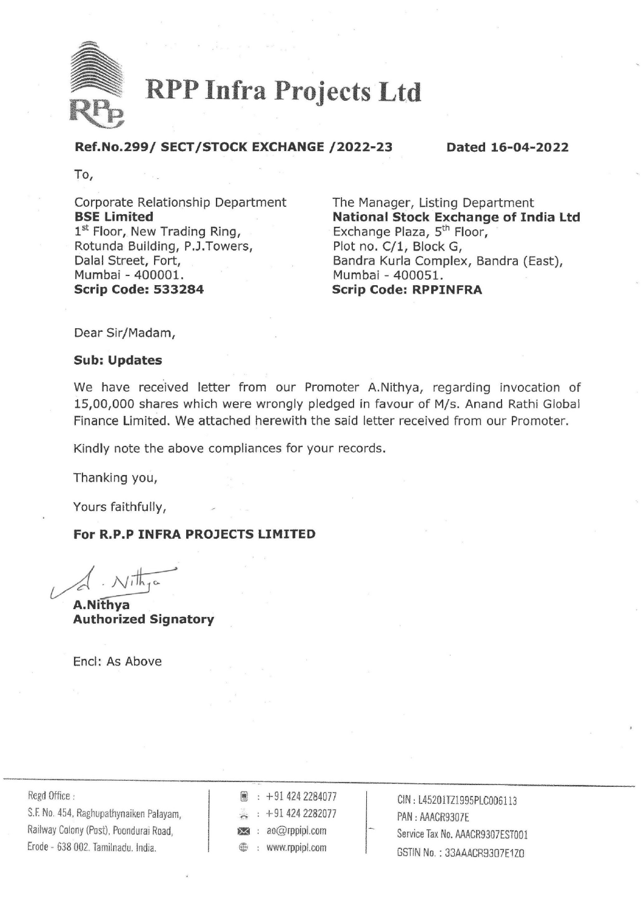# RPP Infra Projects Ltd

**Ref.No.299/ SECT/STOCK EXCHANGE /2022-23** **Dated 16-04-2022**

To,

Corporate Relationship Department
**BSE Limited**
1st Floor, New Trading Ring,
Rotunda Building, P.J.Towers,
Dalal Street, Fort,
Mumbai - 400001.
**Scrip Code: 533284**

The Manager, Listing Department
**National Stock Exchange of India Ltd**
Exchange Plaza, 5th Floor,
Plot no. C/1, Block G,
Bandra Kurla Complex, Bandra (East),
Mumbai - 400051.
**Scrip Code: RPPINFRA**

Dear Sir/Madam,

**Sub: Updates**

We have received letter from our Promoter A.Nithya, regarding invocation of 15,00,000 shares which were wrongly pledged in favour of M/s. Anand Rathi Global Finance Limited. We attached herewith the said letter received from our Promoter.

Kindly note the above compliances for your records.

Thanking you,

Yours faithfully,

**For R.P.P INFRA PROJECTS LIMITED**

**A.Nithya**
**Authorized Signatory**

Encl: As Above

Regd Office:
S.F. No. 454, Raghupathynaiken Palayam,
Railway Colony (Post), Poondurai Road,
Erode - 638 002. Tamilnadu. India.

: +91 424 2284077
: +91 424 2282077
: ao@rppipl.com
: www.rppipl.com

CIN : L45201TZ1995PLC006113
PAN : AAACR9307E
Service Tax No. AAACR9307EST001
GSTIN No. : 33AAACR9307E1Z0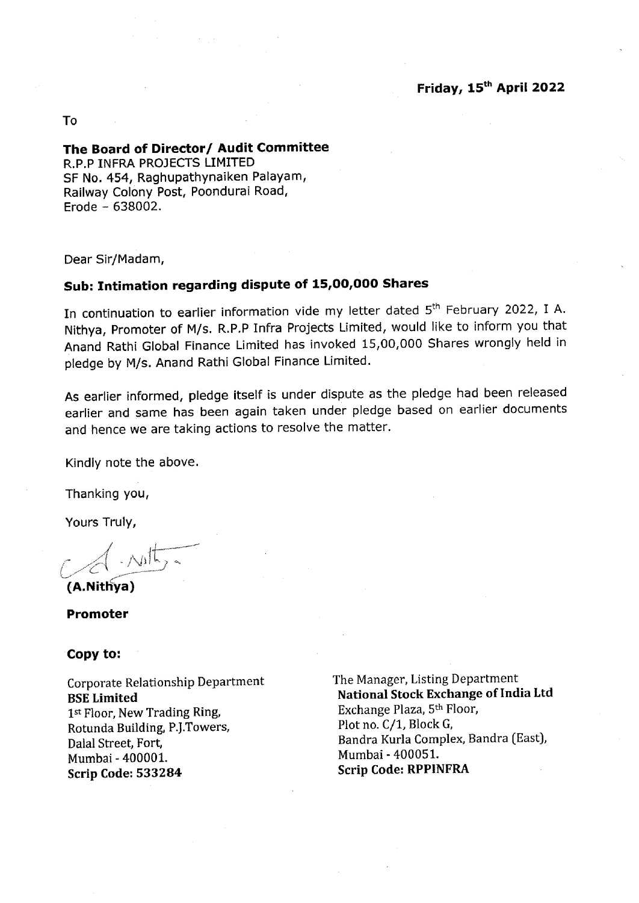**Friday, 15th April 2022**

To

**The Board of Director/ Audit Committee**
R.P.P INFRA PROJECTS LIMITED
SF No. 454, Raghupathynaiken Palayam,
Railway Colony Post, Poondurai Road,
Erode – 638002.

Dear Sir/Madam,

**Sub: Intimation regarding dispute of 15,00,000 Shares**

In continuation to earlier information vide my letter dated 5th February 2022, I A. Nithya, Promoter of M/s. R.P.P Infra Projects Limited, would like to inform you that Anand Rathi Global Finance Limited has invoked 15,00,000 Shares wrongly held in pledge by M/s. Anand Rathi Global Finance Limited.

As earlier informed, pledge itself is under dispute as the pledge had been released earlier and same has been again taken under pledge based on earlier documents and hence we are taking actions to resolve the matter.

Kindly note the above.

Thanking you,

Yours Truly,

**(A.Nithya)**

**Promoter**

**Copy to:**

Corporate Relationship Department
**BSE Limited**
1st Floor, New Trading Ring,
Rotunda Building, P.J.Towers,
Dalal Street, Fort,
Mumbai - 400001.
**Scrip Code: 533284**

The Manager, Listing Department
**National Stock Exchange of India Ltd**
Exchange Plaza, 5th Floor,
Plot no. C/1, Block G,
Bandra Kurla Complex, Bandra (East),
Mumbai - 400051.
**Scrip Code: RPPINFRA**